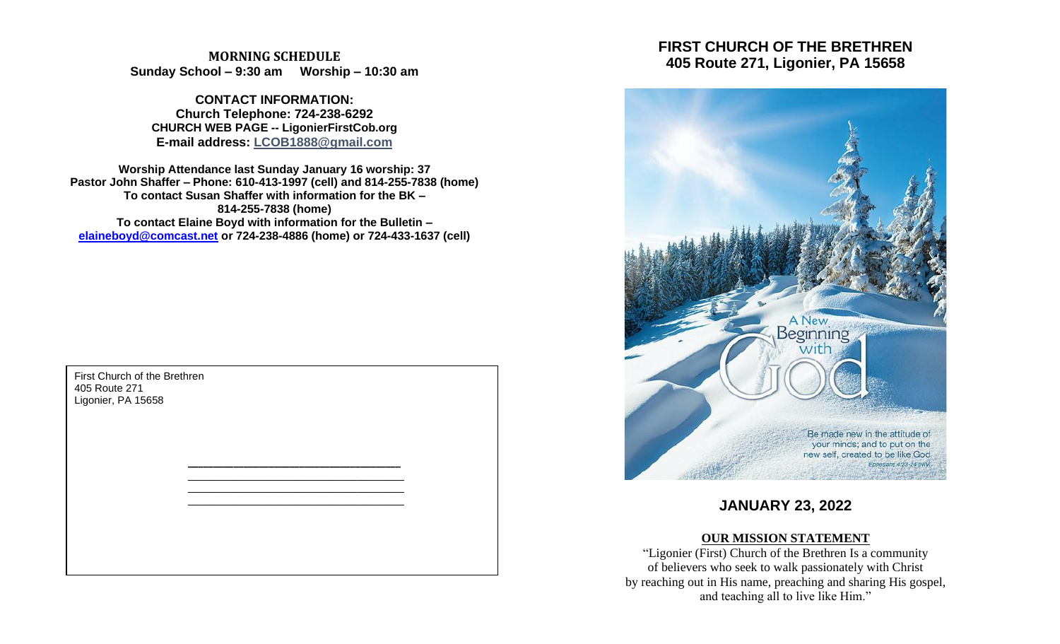**MORNING SCHEDULE**
**Sunday School – 9:30 am     Worship – 10:30 am**

**CONTACT INFORMATION:**
**Church Telephone: 724-238-6292**
**CHURCH WEB PAGE -- LigonierFirstCob.org**
**E-mail address: LCOB1888@gmail.com**

**Worship Attendance last Sunday January 16 worship: 37**
**Pastor John Shaffer – Phone: 610-413-1997 (cell) and 814-255-7838 (home)**
**To contact Susan Shaffer with information for the BK – 814-255-7838 (home)**
**To contact Elaine Boyd with information for the Bulletin – elaineboyd@comcast.net or 724-238-4886 (home) or 724-433-1637 (cell)**

First Church of the Brethren
405 Route 271
Ligonier, PA 15658

______________________________
______________________________
______________________________
______________________________

# FIRST CHURCH OF THE BRETHREN
## 405 Route 271, Ligonier, PA 15658

A New Beginning with God

Be made new in the attitude of your minds; and to put on the new self, created to be like God. Ephesians 4:23-24 (NIV)

## JANUARY 23, 2022

**OUR MISSION STATEMENT**

"Ligonier (First) Church of the Brethren Is a community of believers who seek to walk passionately with Christ by reaching out in His name, preaching and sharing His gospel, and teaching all to live like Him."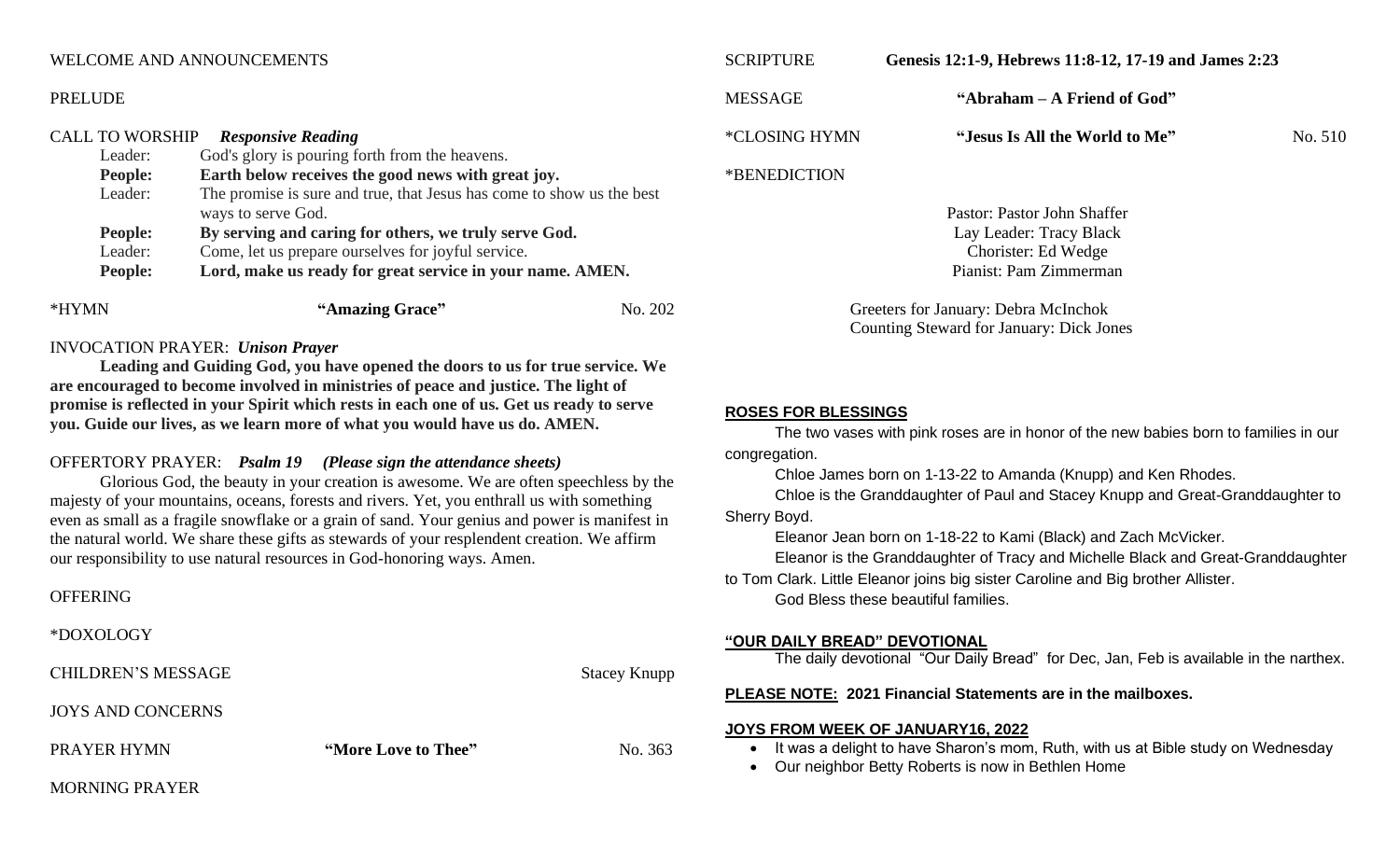WELCOME AND ANNOUNCEMENTS

PRELUDE

CALL TO WORSHIP *Responsive Reading*

| | |
|---|---|
| Leader: | God's glory is pouring forth from the heavens. |
| **People:** | **Earth below receives the good news with great joy.** |
| Leader: | The promise is sure and true, that Jesus has come to show us the best ways to serve God. |
| **People:** | **By serving and caring for others, we truly serve God.** |
| Leader: | Come, let us prepare ourselves for joyful service. |
| **People:** | **Lord, make us ready for great service in your name. AMEN.** |

*HYMN **"Amazing Grace"** No. 202

INVOCATION PRAYER: *Unison Prayer*

**Leading and Guiding God, you have opened the doors to us for true service. We are encouraged to become involved in ministries of peace and justice. The light of promise is reflected in your Spirit which rests in each one of us. Get us ready to serve you. Guide our lives, as we learn more of what you would have us do. AMEN.**

OFFERTORY PRAYER: ***Psalm 19*** ***(Please sign the attendance sheets)***

Glorious God, the beauty in your creation is awesome. We are often speechless by the majesty of your mountains, oceans, forests and rivers. Yet, you enthrall us with something even as small as a fragile snowflake or a grain of sand. Your genius and power is manifest in the natural world. We share these gifts as stewards of your resplendent creation. We affirm our responsibility to use natural resources in God-honoring ways. Amen.

OFFERING

*DOXOLOGY

CHILDREN'S MESSAGE Stacey Knupp

JOYS AND CONCERNS

PRAYER HYMN **"More Love to Thee"** No. 363

MORNING PRAYER

SCRIPTURE **Genesis 12:1-9, Hebrews 11:8-12, 17-19 and James 2:23**

MESSAGE **"Abraham – A Friend of God"**

*CLOSING HYMN **"Jesus Is All the World to Me"** No. 510

*BENEDICTION

Pastor: Pastor John Shaffer
Lay Leader: Tracy Black
Chorister: Ed Wedge
Pianist: Pam Zimmerman

Greeters for January: Debra McInchok
Counting Steward for January: Dick Jones

**ROSES FOR BLESSINGS**

The two vases with pink roses are in honor of the new babies born to families in our congregation.

Chloe James born on 1-13-22 to Amanda (Knupp) and Ken Rhodes.

Chloe is the Granddaughter of Paul and Stacey Knupp and Great-Granddaughter to Sherry Boyd.

Eleanor Jean born on 1-18-22 to Kami (Black) and Zach McVicker.

Eleanor is the Granddaughter of Tracy and Michelle Black and Great-Granddaughter to Tom Clark. Little Eleanor joins big sister Caroline and Big brother Allister.

God Bless these beautiful families.

**"OUR DAILY BREAD" DEVOTIONAL**

The daily devotional "Our Daily Bread" for Dec, Jan, Feb is available in the narthex.

**PLEASE NOTE: 2021 Financial Statements are in the mailboxes.**

**JOYS FROM WEEK OF JANUARY16, 2022**

- It was a delight to have Sharon's mom, Ruth, with us at Bible study on Wednesday
- Our neighbor Betty Roberts is now in Bethlen Home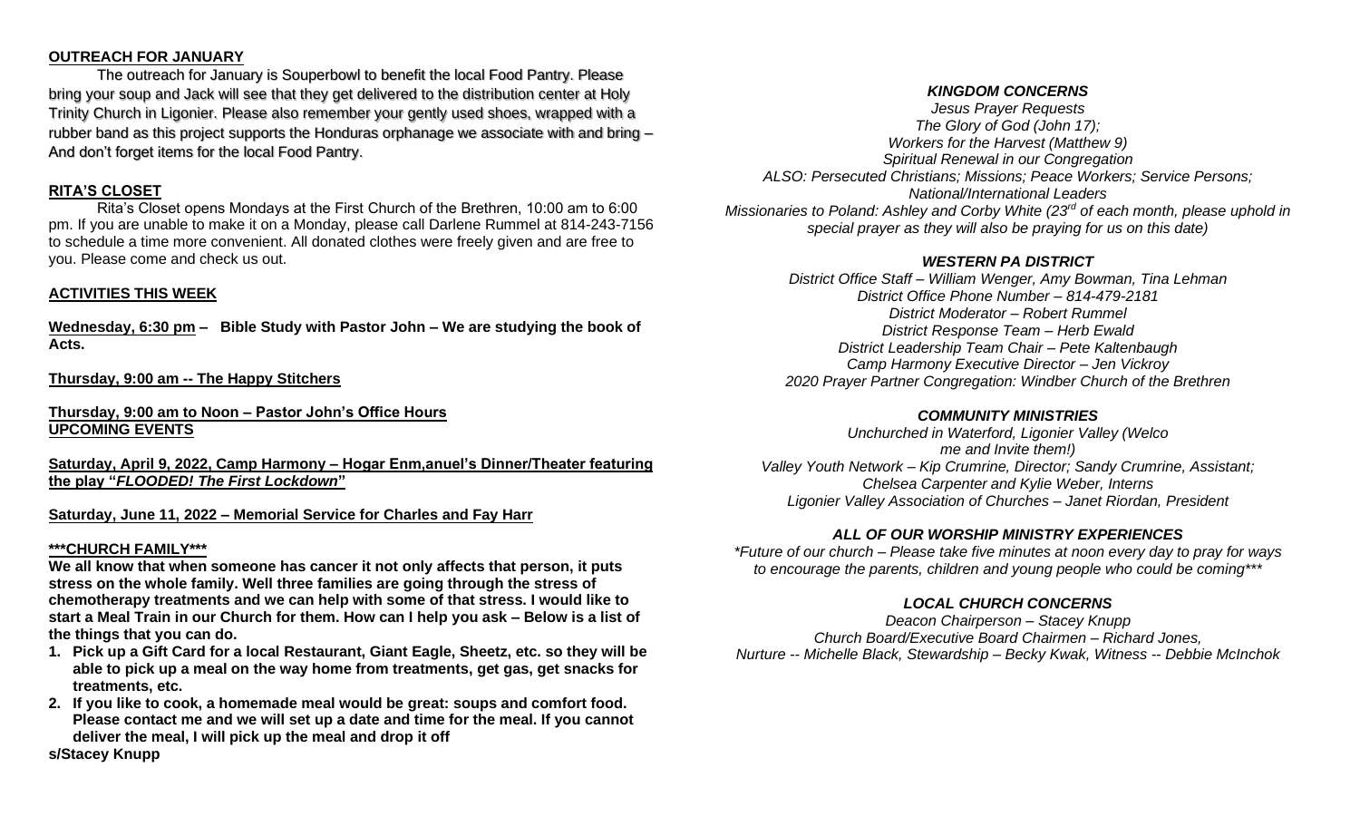**OUTREACH FOR JANUARY**

The outreach for January is Souperbowl to benefit the local Food Pantry. Please bring your soup and Jack will see that they get delivered to the distribution center at Holy Trinity Church in Ligonier. Please also remember your gently used shoes, wrapped with a rubber band as this project supports the Honduras orphanage we associate with and bring – And don't forget items for the local Food Pantry.

**RITA'S CLOSET**

Rita's Closet opens Mondays at the First Church of the Brethren, 10:00 am to 6:00 pm. If you are unable to make it on a Monday, please call Darlene Rummel at 814-243-7156 to schedule a time more convenient. All donated clothes were freely given and are free to you. Please come and check us out.

**ACTIVITIES THIS WEEK**

**Wednesday, 6:30 pm – Bible Study with Pastor John – We are studying the book of Acts.**

**Thursday, 9:00 am -- The Happy Stitchers**

**Thursday, 9:00 am to Noon – Pastor John's Office Hours**

**UPCOMING EVENTS**

**Saturday, April 9, 2022, Camp Harmony – Hogar Enm,anuel's Dinner/Theater featuring the play "*FLOODED! The First Lockdown*"**

**Saturday, June 11, 2022 – Memorial Service for Charles and Fay Harr**

**\*\*\*CHURCH FAMILY\*\*\***

**We all know that when someone has cancer it not only affects that person, it puts stress on the whole family. Well three families are going through the stress of chemotherapy treatments and we can help with some of that stress. I would like to start a Meal Train in our Church for them. How can I help you ask – Below is a list of the things that you can do.**

1. **Pick up a Gift Card for a local Restaurant, Giant Eagle, Sheetz, etc. so they will be able to pick up a meal on the way home from treatments, get gas, get snacks for treatments, etc.**
2. **If you like to cook, a homemade meal would be great: soups and comfort food. Please contact me and we will set up a date and time for the meal. If you cannot deliver the meal, I will pick up the meal and drop it off**

**s/Stacey Knupp**

***KINGDOM CONCERNS***

*Jesus Prayer Requests*
*The Glory of God (John 17);*
*Workers for the Harvest (Matthew 9)*
*Spiritual Renewal in our Congregation*
*ALSO: Persecuted Christians; Missions; Peace Workers; Service Persons; National/International Leaders*
*Missionaries to Poland: Ashley and Corby White (23rd of each month, please uphold in special prayer as they will also be praying for us on this date)*

***WESTERN PA DISTRICT***

*District Office Staff – William Wenger, Amy Bowman, Tina Lehman*
*District Office Phone Number – 814-479-2181*
*District Moderator – Robert Rummel*
*District Response Team – Herb Ewald*
*District Leadership Team Chair – Pete Kaltenbaugh*
*Camp Harmony Executive Director – Jen Vickroy*
*2020 Prayer Partner Congregation: Windber Church of the Brethren*

***COMMUNITY MINISTRIES***

*Unchurched in Waterford, Ligonier Valley (Welcome and Invite them!)*
*Valley Youth Network – Kip Crumrine, Director; Sandy Crumrine, Assistant; Chelsea Carpenter and Kylie Weber, Interns*
*Ligonier Valley Association of Churches – Janet Riordan, President*

***ALL OF OUR WORSHIP MINISTRY EXPERIENCES***

*\*Future of our church – Please take five minutes at noon every day to pray for ways to encourage the parents, children and young people who could be coming\*\*\**

***LOCAL CHURCH CONCERNS***

*Deacon Chairperson – Stacey Knupp*
*Church Board/Executive Board Chairmen – Richard Jones,*
*Nurture -- Michelle Black, Stewardship – Becky Kwak, Witness -- Debbie McInchok*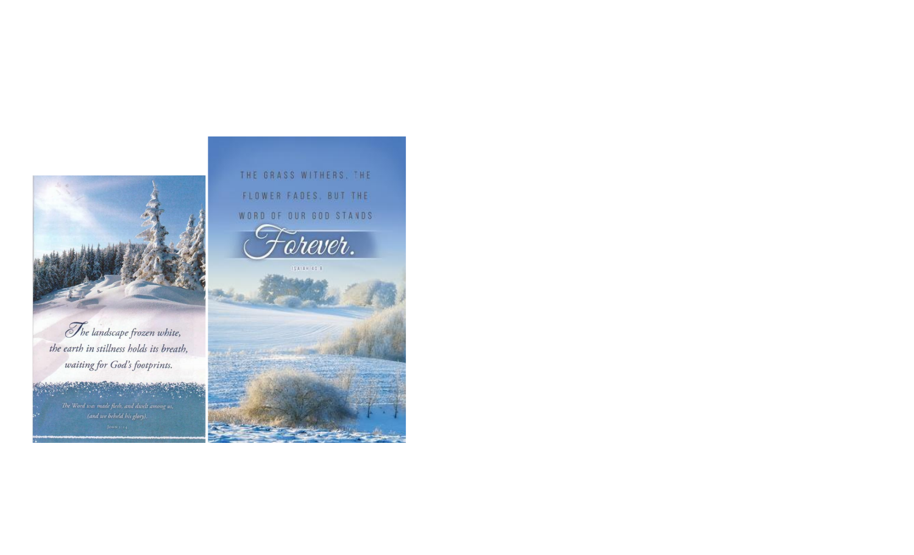*The landscape frozen white,*
*the earth in stillness holds its breath,*
*waiting for God's footprints.*

*The Word was made flesh, and dwelt among us,*
*(and we beheld his glory).*
John 1:14

THE GRASS WITHERS, THE FLOWER FADES, BUT THE WORD OF OUR GOD STANDS

*Forever.*

ISAIAH 40:8